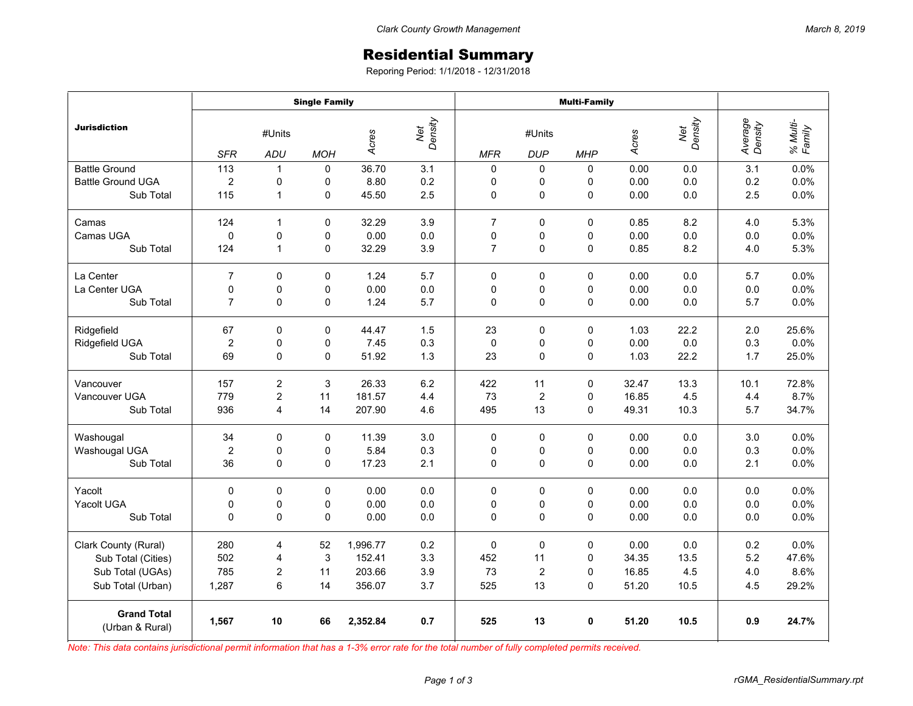Clark County Growth Management

March 8, 2019

# Residential Summary

Reporing Period: 1/1/2018 - 12/31/2018

| Jurisdiction | Single Family | | | | | Multi-Family | | | | | | |
|---|---|---|---|---|---|---|---|---|---|---|---|---|
| | #Units | | | *Acres* | *Net Density* | #Units | | | *Acres* | *Net Density* | *Average Density* | *% Multi-Family* |
| | *SFR* | *ADU* | *MOH* | | | *MFR* | *DUP* | *MHP* | | | | |
| Battle Ground | 113 | 1 | 0 | 36.70 | 3.1 | 0 | 0 | 0 | 0.00 | 0.0 | 3.1 | 0.0% |
| Battle Ground UGA | 2 | 0 | 0 | 8.80 | 0.2 | 0 | 0 | 0 | 0.00 | 0.0 | 0.2 | 0.0% |
| Sub Total | 115 | 1 | 0 | 45.50 | 2.5 | 0 | 0 | 0 | 0.00 | 0.0 | 2.5 | 0.0% |
| Camas | 124 | 1 | 0 | 32.29 | 3.9 | 7 | 0 | 0 | 0.85 | 8.2 | 4.0 | 5.3% |
| Camas UGA | 0 | 0 | 0 | 0.00 | 0.0 | 0 | 0 | 0 | 0.00 | 0.0 | 0.0 | 0.0% |
| Sub Total | 124 | 1 | 0 | 32.29 | 3.9 | 7 | 0 | 0 | 0.85 | 8.2 | 4.0 | 5.3% |
| La Center | 7 | 0 | 0 | 1.24 | 5.7 | 0 | 0 | 0 | 0.00 | 0.0 | 5.7 | 0.0% |
| La Center UGA | 0 | 0 | 0 | 0.00 | 0.0 | 0 | 0 | 0 | 0.00 | 0.0 | 0.0 | 0.0% |
| Sub Total | 7 | 0 | 0 | 1.24 | 5.7 | 0 | 0 | 0 | 0.00 | 0.0 | 5.7 | 0.0% |
| Ridgefield | 67 | 0 | 0 | 44.47 | 1.5 | 23 | 0 | 0 | 1.03 | 22.2 | 2.0 | 25.6% |
| Ridgefield UGA | 2 | 0 | 0 | 7.45 | 0.3 | 0 | 0 | 0 | 0.00 | 0.0 | 0.3 | 0.0% |
| Sub Total | 69 | 0 | 0 | 51.92 | 1.3 | 23 | 0 | 0 | 1.03 | 22.2 | 1.7 | 25.0% |
| Vancouver | 157 | 2 | 3 | 26.33 | 6.2 | 422 | 11 | 0 | 32.47 | 13.3 | 10.1 | 72.8% |
| Vancouver UGA | 779 | 2 | 11 | 181.57 | 4.4 | 73 | 2 | 0 | 16.85 | 4.5 | 4.4 | 8.7% |
| Sub Total | 936 | 4 | 14 | 207.90 | 4.6 | 495 | 13 | 0 | 49.31 | 10.3 | 5.7 | 34.7% |
| Washougal | 34 | 0 | 0 | 11.39 | 3.0 | 0 | 0 | 0 | 0.00 | 0.0 | 3.0 | 0.0% |
| Washougal UGA | 2 | 0 | 0 | 5.84 | 0.3 | 0 | 0 | 0 | 0.00 | 0.0 | 0.3 | 0.0% |
| Sub Total | 36 | 0 | 0 | 17.23 | 2.1 | 0 | 0 | 0 | 0.00 | 0.0 | 2.1 | 0.0% |
| Yacolt | 0 | 0 | 0 | 0.00 | 0.0 | 0 | 0 | 0 | 0.00 | 0.0 | 0.0 | 0.0% |
| Yacolt UGA | 0 | 0 | 0 | 0.00 | 0.0 | 0 | 0 | 0 | 0.00 | 0.0 | 0.0 | 0.0% |
| Sub Total | 0 | 0 | 0 | 0.00 | 0.0 | 0 | 0 | 0 | 0.00 | 0.0 | 0.0 | 0.0% |
| Clark County (Rural) | 280 | 4 | 52 | 1,996.77 | 0.2 | 0 | 0 | 0 | 0.00 | 0.0 | 0.2 | 0.0% |
| Sub Total (Cities) | 502 | 4 | 3 | 152.41 | 3.3 | 452 | 11 | 0 | 34.35 | 13.5 | 5.2 | 47.6% |
| Sub Total (UGAs) | 785 | 2 | 11 | 203.66 | 3.9 | 73 | 2 | 0 | 16.85 | 4.5 | 4.0 | 8.6% |
| Sub Total (Urban) | 1,287 | 6 | 14 | 356.07 | 3.7 | 525 | 13 | 0 | 51.20 | 10.5 | 4.5 | 29.2% |
| **Grand Total** (Urban & Rural) | **1,567** | **10** | **66** | **2,352.84** | **0.7** | **525** | **13** | **0** | **51.20** | **10.5** | **0.9** | **24.7%** |

*Note: This data contains jurisdictional permit information that has a 1-3% error rate for the total number of fully completed permits received.*

rGMA_ResidentialSummary.rpt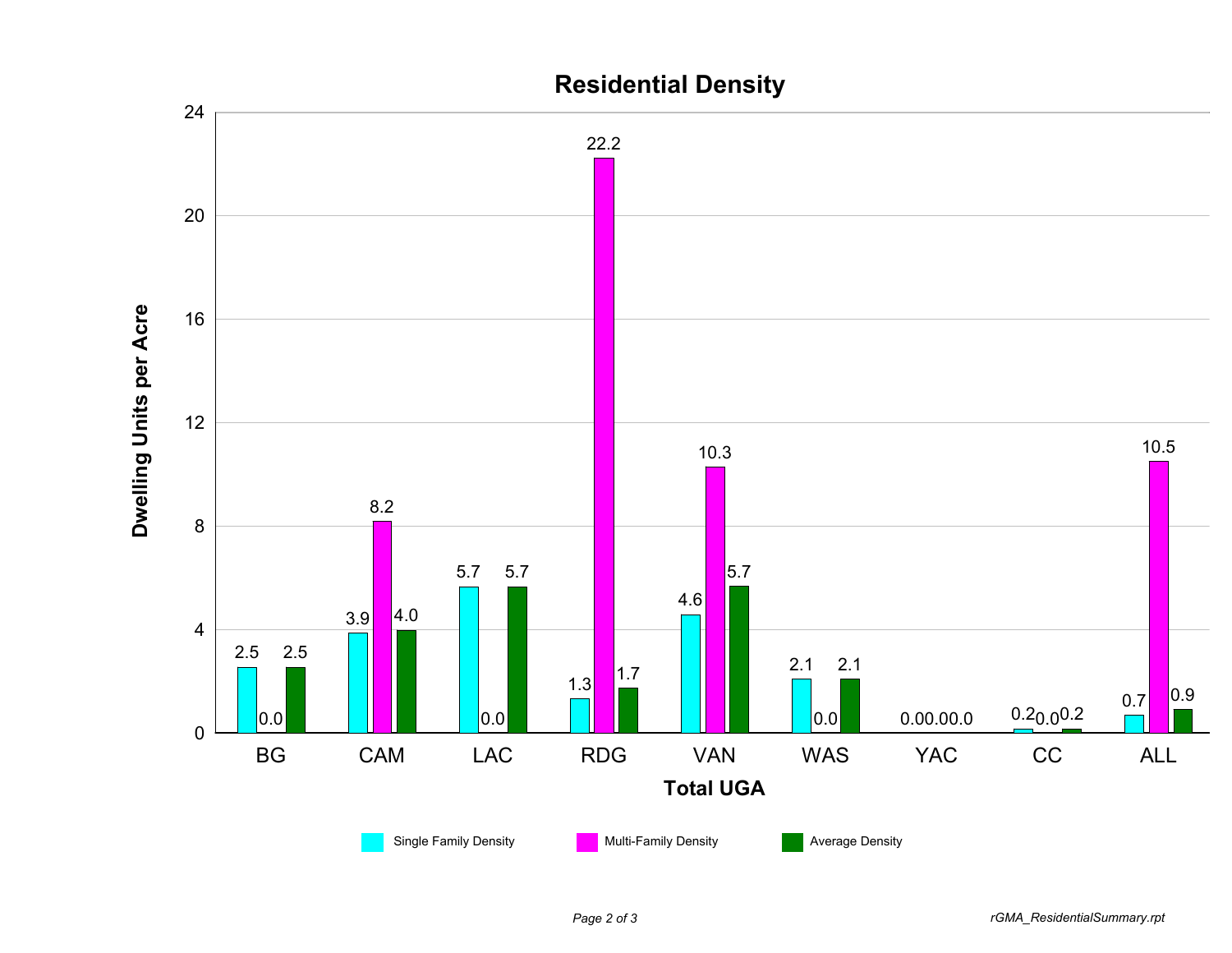# Residential Density

| Total UGA | Single Family Density | Multi-Family Density | Average Density |
|---|---|---|---|
| BG | 2.5 | 0.0 | 2.5 |
| CAM | 3.9 | 8.2 | 4.0 |
| LAC | 5.7 | 0.0 | 5.7 |
| RDG | 1.3 | 22.2 | 1.7 |
| VAN | 4.6 | 10.3 | 5.7 |
| WAS | 2.1 | 0.0 | 2.1 |
| YAC | 0.0 | 0.0 | 0.0 |
| CC | 0.2 | 0.0 | 0.2 |
| ALL | 0.7 | 10.5 | 0.9 |

Y-axis: Dwelling Units per Acre

X-axis: Total UGA

*rGMA_ResidentialSummary.rpt*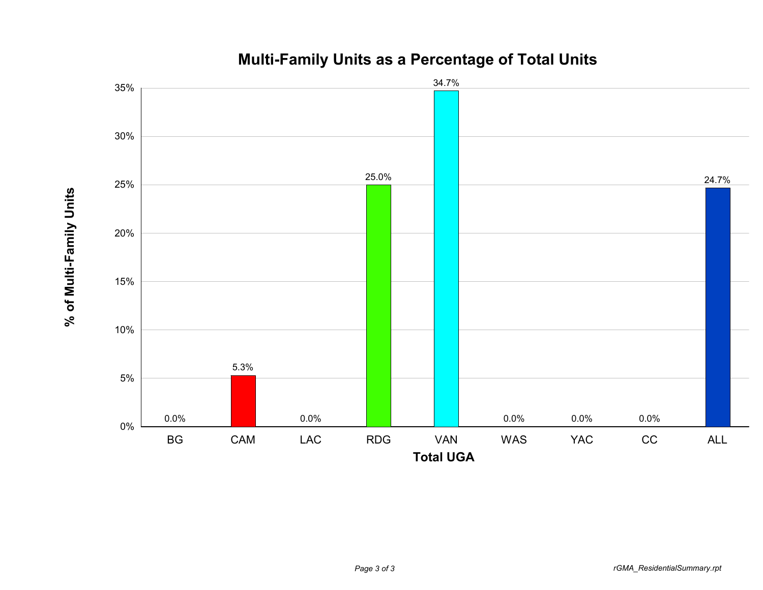# Multi-Family Units as a Percentage of Total Units

% of Multi-Family Units

35%
30%
25%
20%
15%
10%
5%
0%

0.0%
5.3%
0.0%
25.0%
34.7%
0.0%
0.0%
0.0%
24.7%

BG
CAM
LAC
RDG
VAN
WAS
YAC
CC
ALL

Total UGA

*rGMA_ResidentialSummary.rpt*